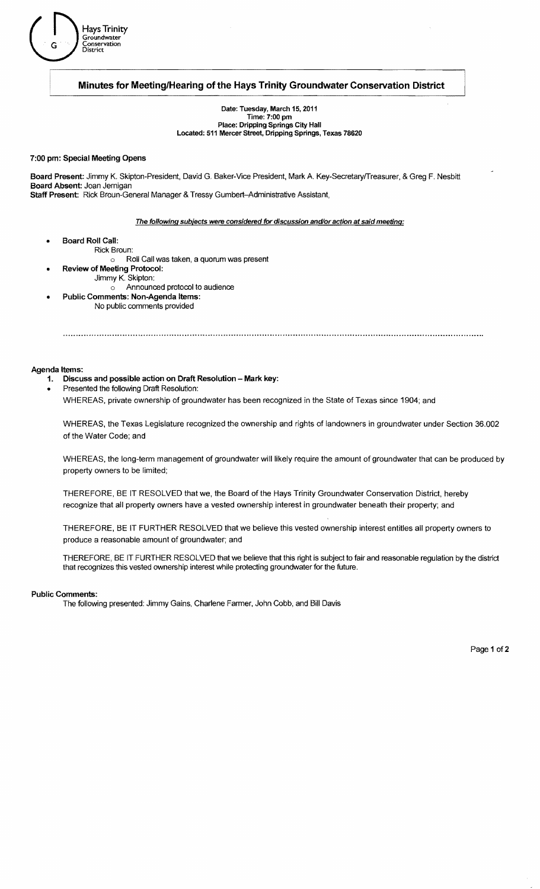Hays Trinity Groundwater Conservation District

## Minutes for Meeting/Hearing of the Hays Trinity Groundwater Conservation District

**Date: Tuesday, March 15, 2011**
**Time: 7:00 pm**
**Place: Dripping Springs City Hall**
**Located: 511 Mercer Street, Dripping Springs, Texas 78620**

### 7:00 pm: Special Meeting Opens

**Board Present:** Jimmy K. Skipton-President, David G. Baker-Vice President, Mark A. Key-Secretary/Treasurer, & Greg F. Nesbitt
**Board Absent:** Joan Jernigan
**Staff Present:** Rick Broun-General Manager & Tressy Gumbert–Administrative Assistant,

*__The following subjects were considered for discussion and/or action at said meeting:__*

- **Board Roll Call:**
  Rick Broun:
  - Roll Call was taken, a quorum was present
- **Review of Meeting Protocol:**
  Jimmy K. Skipton:
  - Announced protocol to audience
- **Public Comments: Non-Agenda Items:**
  No public comments provided

---

### Agenda Items:

1. **Discuss and possible action on Draft Resolution – Mark key:**

- Presented the following Draft Resolution:

  WHEREAS, private ownership of groundwater has been recognized in the State of Texas since 1904; and

  WHEREAS, the Texas Legislature recognized the ownership and rights of landowners in groundwater under Section 36.002 of the Water Code; and

  WHEREAS, the long-term management of groundwater will likely require the amount of groundwater that can be produced by property owners to be limited;

  THEREFORE, BE IT RESOLVED that we, the Board of the Hays Trinity Groundwater Conservation District, hereby recognize that all property owners have a vested ownership interest in groundwater beneath their property; and

  THEREFORE, BE IT FURTHER RESOLVED that we believe this vested ownership interest entitles all property owners to produce a reasonable amount of groundwater; and

  THEREFORE, BE IT FURTHER RESOLVED that we believe that this right is subject to fair and reasonable regulation by the district that recognizes this vested ownership interest while protecting groundwater for the future.

### Public Comments:

The following presented: Jimmy Gains, Charlene Farmer, John Cobb, and Bill Davis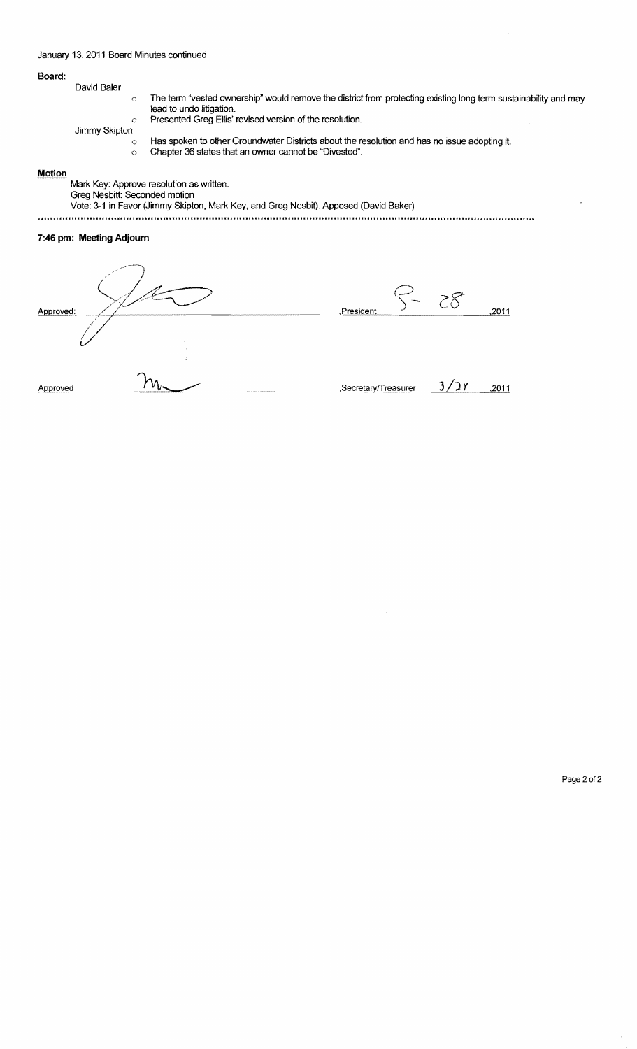January 13, 2011 Board Minutes continued

**Board:**

David Baler

- The term "vested ownership" would remove the district from protecting existing long term sustainability and may lead to undo litigation.
- Presented Greg Ellis' revised version of the resolution.

Jimmy Skipton

- Has spoken to other Groundwater Districts about the resolution and has no issue adopting it.
- Chapter 36 states that an owner cannot be "Divested".

**Motion**

Mark Key: Approve resolution as written.
Greg Nesbitt: Seconded motion
Vote: 3-1 in Favor (Jimmy Skipton, Mark Key, and Greg Nesbit). Apposed (David Baker)

**7:46 pm: Meeting Adjourn**

Approved: ______________________, President 3-28 ,2011

Approved ______________________, Secretary/Treasurer 3/28 ,2011